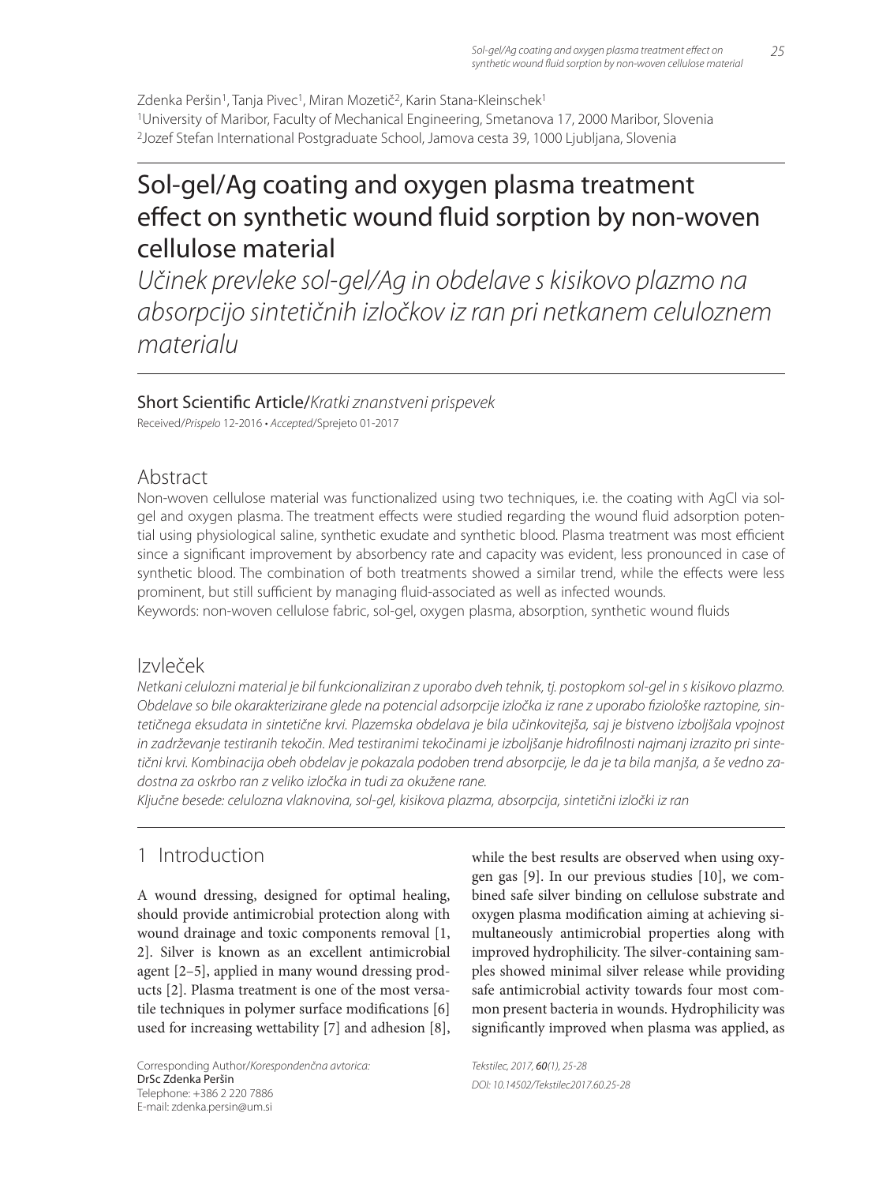Zdenka Peršin[1], Tanja Pivec[1], Miran Mozetič[2], Karin Stana-Kleinschek[1]
[1]University of Maribor, Faculty of Mechanical Engineering, Smetanova 17, 2000 Maribor, Slovenia
[2]Jozef Stefan International Postgraduate School, Jamova cesta 39, 1000 Ljubljana, Slovenia

# Sol-gel/Ag coating and oxygen plasma treatment effect on synthetic wound fluid sorption by non-woven cellulose material

*Učinek prevleke sol-gel/Ag in obdelave s kisikovo plazmo na absorpcijo sintetičnih izločkov iz ran pri netkanem celuloznem materialu*

Short Scientific Article/*Kratki znanstveni prispevek*

Received/*Prispelo* 12-2016 • *Accepted*/Sprejeto 01-2017

## Abstract

Non-woven cellulose material was functionalized using two techniques, i.e. the coating with AgCl via sol-gel and oxygen plasma. The treatment effects were studied regarding the wound fluid adsorption potential using physiological saline, synthetic exudate and synthetic blood. Plasma treatment was most efficient since a significant improvement by absorbency rate and capacity was evident, less pronounced in case of synthetic blood. The combination of both treatments showed a similar trend, while the effects were less prominent, but still sufficient by managing fluid-associated as well as infected wounds.

Keywords: non-woven cellulose fabric, sol-gel, oxygen plasma, absorption, synthetic wound fluids

## Izvleček

*Netkani celulozni material je bil funkcionaliziran z uporabo dveh tehnik, tj. postopkom sol-gel in s kisikovo plazmo. Obdelave so bile okarakterizirane glede na potencial adsorpcije izločka iz rane z uporabo fiziološke raztopine, sintetičnega eksudata in sintetične krvi. Plazemska obdelava je bila učinkovitejša, saj je bistveno izboljšala vpojnost in zadrževanje testiranih tekočin. Med testiranimi tekočinami je izboljšanje hidrofilnosti najmanj izrazito pri sintetični krvi. Kombinacija obeh obdelav je pokazala podoben trend absorpcije, le da je ta bila manjša, a še vedno zadostna za oskrbo ran z veliko izločka in tudi za okužene rane.*

*Ključne besede: celulozna vlaknovina, sol-gel, kisikova plazma, absorpcija, sintetični izločki iz ran*

## 1 Introduction

A wound dressing, designed for optimal healing, should provide antimicrobial protection along with wound drainage and toxic components removal [1, 2]. Silver is known as an excellent antimicrobial agent [2–5], applied in many wound dressing products [2]. Plasma treatment is one of the most versatile techniques in polymer surface modifications [6] used for increasing wettability [7] and adhesion [8], while the best results are observed when using oxygen gas [9]. In our previous studies [10], we combined safe silver binding on cellulose substrate and oxygen plasma modification aiming at achieving simultaneously antimicrobial properties along with improved hydrophilicity. The silver-containing samples showed minimal silver release while providing safe antimicrobial activity towards four most common present bacteria in wounds. Hydrophilicity was significantly improved when plasma was applied, as

Corresponding Author/*Korespondenčna avtorica:*
DrSc Zdenka Peršin
Telephone: +386 2 220 7886
E-mail: zdenka.persin@um.si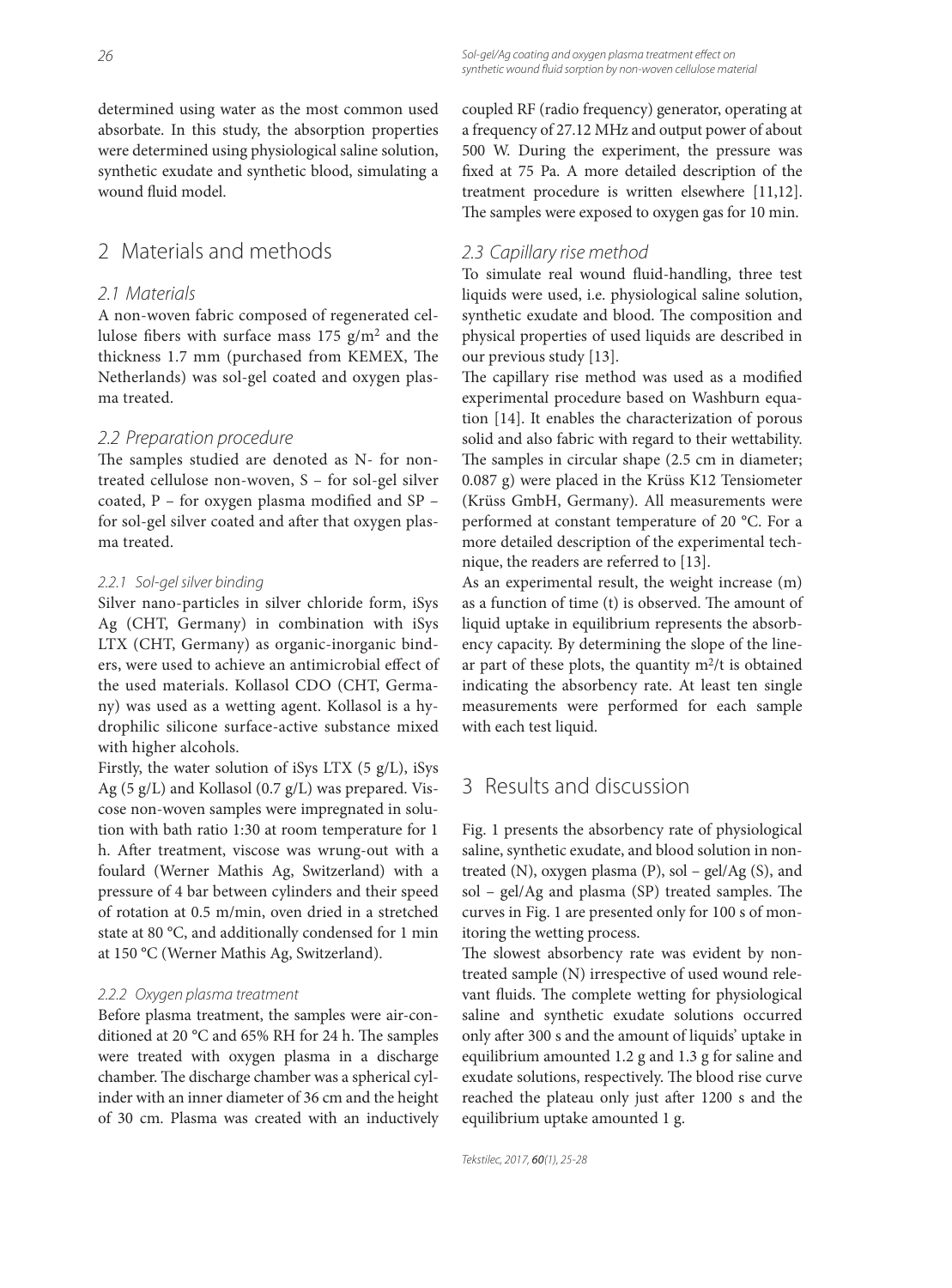determined using water as the most common used absorbate. In this study, the absorption properties were determined using physiological saline solution, synthetic exudate and synthetic blood, simulating a wound fluid model.

## 2 Materials and methods

### 2.1 Materials

A non-woven fabric composed of regenerated cellulose fibers with surface mass 175 g/m$^2$ and the thickness 1.7 mm (purchased from KEMEX, The Netherlands) was sol-gel coated and oxygen plasma treated.

### 2.2 Preparation procedure

The samples studied are denoted as N- for non-treated cellulose non-woven, S – for sol-gel silver coated, P – for oxygen plasma modified and SP – for sol-gel silver coated and after that oxygen plasma treated.

#### 2.2.1 Sol-gel silver binding

Silver nano-particles in silver chloride form, iSys Ag (CHT, Germany) in combination with iSys LTX (CHT, Germany) as organic-inorganic binders, were used to achieve an antimicrobial effect of the used materials. Kollasol CDO (CHT, Germany) was used as a wetting agent. Kollasol is a hydrophilic silicone surface-active substance mixed with higher alcohols.

Firstly, the water solution of iSys LTX (5 g/L), iSys Ag (5 g/L) and Kollasol (0.7 g/L) was prepared. Viscose non-woven samples were impregnated in solution with bath ratio 1:30 at room temperature for 1 h. After treatment, viscose was wrung-out with a foulard (Werner Mathis Ag, Switzerland) with a pressure of 4 bar between cylinders and their speed of rotation at 0.5 m/min, oven dried in a stretched state at 80 °C, and additionally condensed for 1 min at 150 °C (Werner Mathis Ag, Switzerland).

#### 2.2.2 Oxygen plasma treatment

Before plasma treatment, the samples were air-conditioned at 20 °C and 65% RH for 24 h. The samples were treated with oxygen plasma in a discharge chamber. The discharge chamber was a spherical cylinder with an inner diameter of 36 cm and the height of 30 cm. Plasma was created with an inductively coupled RF (radio frequency) generator, operating at a frequency of 27.12 MHz and output power of about 500 W. During the experiment, the pressure was fixed at 75 Pa. A more detailed description of the treatment procedure is written elsewhere [11,12]. The samples were exposed to oxygen gas for 10 min.

### 2.3 Capillary rise method

To simulate real wound fluid-handling, three test liquids were used, i.e. physiological saline solution, synthetic exudate and blood. The composition and physical properties of used liquids are described in our previous study [13].

The capillary rise method was used as a modified experimental procedure based on Washburn equation [14]. It enables the characterization of porous solid and also fabric with regard to their wettability. The samples in circular shape (2.5 cm in diameter; 0.087 g) were placed in the Krüss K12 Tensiometer (Krüss GmbH, Germany). All measurements were performed at constant temperature of 20 °C. For a more detailed description of the experimental technique, the readers are referred to [13].

As an experimental result, the weight increase (m) as a function of time (t) is observed. The amount of liquid uptake in equilibrium represents the absorbency capacity. By determining the slope of the linear part of these plots, the quantity $m^2/t$ is obtained indicating the absorbency rate. At least ten single measurements were performed for each sample with each test liquid.

## 3 Results and discussion

Fig. 1 presents the absorbency rate of physiological saline, synthetic exudate, and blood solution in non-treated (N), oxygen plasma (P), sol – gel/Ag (S), and sol – gel/Ag and plasma (SP) treated samples. The curves in Fig. 1 are presented only for 100 s of monitoring the wetting process.

The slowest absorbency rate was evident by non-treated sample (N) irrespective of used wound relevant fluids. The complete wetting for physiological saline and synthetic exudate solutions occurred only after 300 s and the amount of liquids' uptake in equilibrium amounted 1.2 g and 1.3 g for saline and exudate solutions, respectively. The blood rise curve reached the plateau only just after 1200 s and the equilibrium uptake amounted 1 g.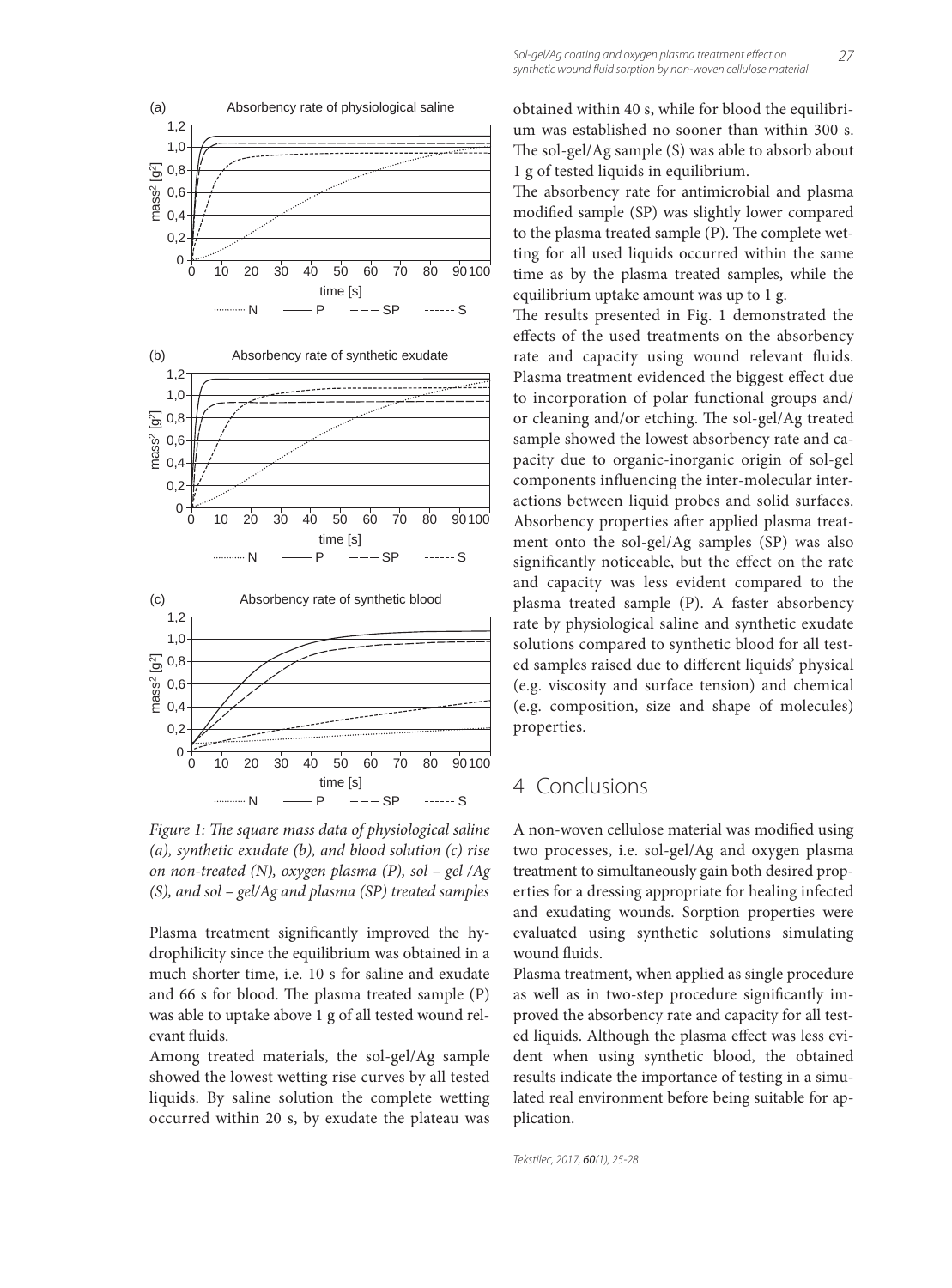Figure 1: The square mass data of physiological saline (a), synthetic exudate (b), and blood solution (c) rise on non-treated (N), oxygen plasma (P), sol – gel /Ag (S), and sol – gel/Ag and plasma (SP) treated samples

Plasma treatment significantly improved the hydrophilicity since the equilibrium was obtained in a much shorter time, i.e. 10 s for saline and exudate and 66 s for blood. The plasma treated sample (P) was able to uptake above 1 g of all tested wound relevant fluids.

Among treated materials, the sol-gel/Ag sample showed the lowest wetting rise curves by all tested liquids. By saline solution the complete wetting occurred within 20 s, by exudate the plateau was obtained within 40 s, while for blood the equilibrium was established no sooner than within 300 s. The sol-gel/Ag sample (S) was able to absorb about 1 g of tested liquids in equilibrium.

The absorbency rate for antimicrobial and plasma modified sample (SP) was slightly lower compared to the plasma treated sample (P). The complete wetting for all used liquids occurred within the same time as by the plasma treated samples, while the equilibrium uptake amount was up to 1 g.

The results presented in Fig. 1 demonstrated the effects of the used treatments on the absorbency rate and capacity using wound relevant fluids. Plasma treatment evidenced the biggest effect due to incorporation of polar functional groups and/or cleaning and/or etching. The sol-gel/Ag treated sample showed the lowest absorbency rate and capacity due to organic-inorganic origin of sol-gel components influencing the inter-molecular interactions between liquid probes and solid surfaces. Absorbency properties after applied plasma treatment onto the sol-gel/Ag samples (SP) was also significantly noticeable, but the effect on the rate and capacity was less evident compared to the plasma treated sample (P). A faster absorbency rate by physiological saline and synthetic exudate solutions compared to synthetic blood for all tested samples raised due to different liquids' physical (e.g. viscosity and surface tension) and chemical (e.g. composition, size and shape of molecules) properties.

## 4 Conclusions

A non-woven cellulose material was modified using two processes, i.e. sol-gel/Ag and oxygen plasma treatment to simultaneously gain both desired properties for a dressing appropriate for healing infected and exudating wounds. Sorption properties were evaluated using synthetic solutions simulating wound fluids.

Plasma treatment, when applied as single procedure as well as in two-step procedure significantly improved the absorbency rate and capacity for all tested liquids. Although the plasma effect was less evident when using synthetic blood, the obtained results indicate the importance of testing in a simulated real environment before being suitable for application.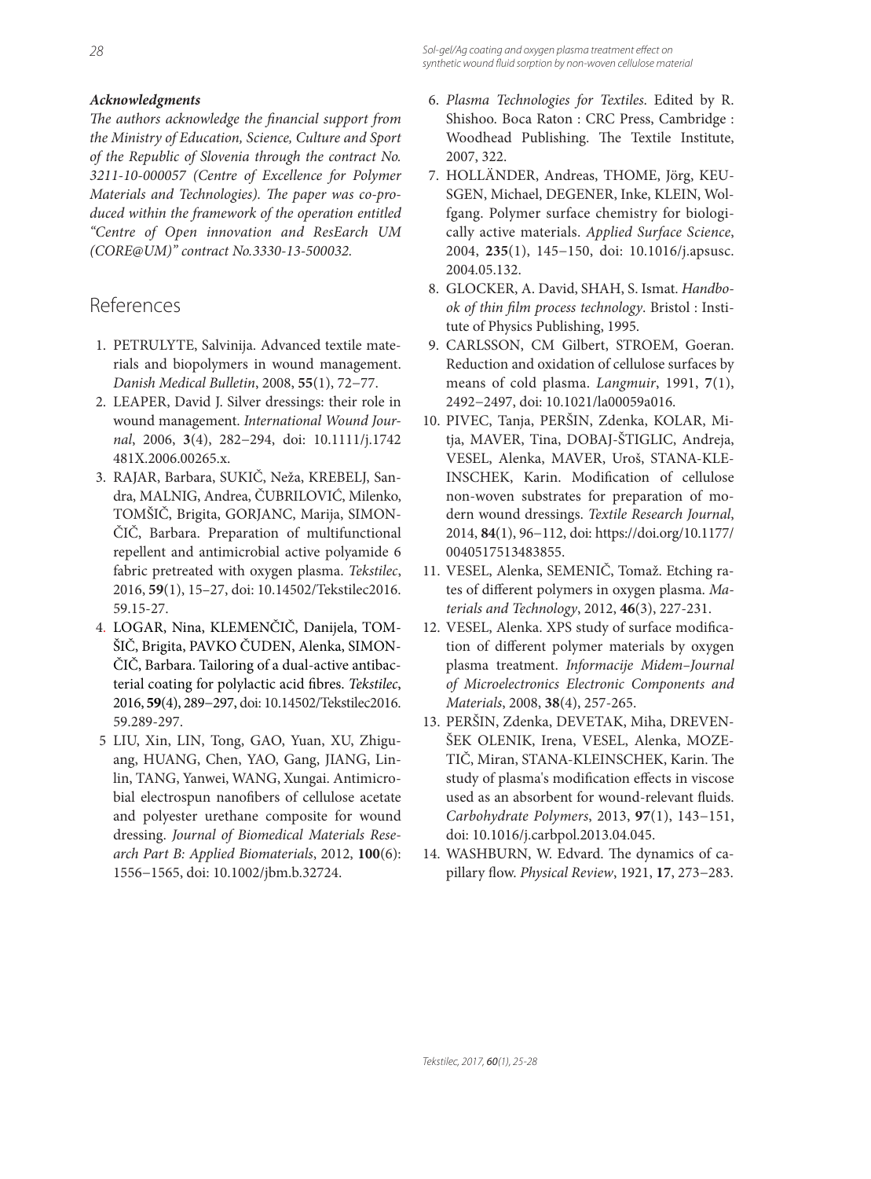#### ***Acknowledgments***

*The authors acknowledge the financial support from the Ministry of Education, Science, Culture and Sport of the Republic of Slovenia through the contract No. 3211-10-000057 (Centre of Excellence for Polymer Materials and Technologies). The paper was co-produced within the framework of the operation entitled "Centre of Open innovation and ResEarch UM (CORE@UM)" contract No.3330-13-500032.*

## References

1. PETRULYTE, Salvinija. Advanced textile materials and biopolymers in wound management. *Danish Medical Bulletin*, 2008, **55**(1), 72−77.
2. LEAPER, David J. Silver dressings: their role in wound management. *International Wound Journal*, 2006, **3**(4), 282−294, doi: 10.1111/j.1742 481X.2006.00265.x.
3. RAJAR, Barbara, SUKIČ, Neža, KREBELJ, Sandra, MALNIG, Andrea, ČUBRILOVIĆ, Milenko, TOMŠIČ, Brigita, GORJANC, Marija, SIMONČIČ, Barbara. Preparation of multifunctional repellent and antimicrobial active polyamide 6 fabric pretreated with oxygen plasma. *Tekstilec*, 2016, **59**(1), 15–27, doi: 10.14502/Tekstilec2016.59.15-27.
4. LOGAR, Nina, KLEMENČIČ, Danijela, TOMŠIČ, Brigita, PAVKO ČUDEN, Alenka, SIMONČIČ, Barbara. Tailoring of a dual-active antibacterial coating for polylactic acid fibres. *Tekstilec*, 2016, **59**(4), 289−297, doi: 10.14502/Tekstilec2016.59.289-297.
5. LIU, Xin, LIN, Tong, GAO, Yuan, XU, Zhiguang, HUANG, Chen, YAO, Gang, JIANG, Linlin, TANG, Yanwei, WANG, Xungai. Antimicrobial electrospun nanofibers of cellulose acetate and polyester urethane composite for wound dressing. *Journal of Biomedical Materials Research Part B: Applied Biomaterials*, 2012, **100**(6): 1556−1565, doi: 10.1002/jbm.b.32724.
6. *Plasma Technologies for Textiles*. Edited by R. Shishoo. Boca Raton : CRC Press, Cambridge : Woodhead Publishing. The Textile Institute, 2007, 322.
7. HOLLÄNDER, Andreas, THOME, Jörg, KEUSGEN, Michael, DEGENER, Inke, KLEIN, Wolfgang. Polymer surface chemistry for biologically active materials. *Applied Surface Science*, 2004, **235**(1), 145−150, doi: 10.1016/j.apsusc.2004.05.132.
8. GLOCKER, A. David, SHAH, S. Ismat. *Handbook of thin film process technology*. Bristol : Institute of Physics Publishing, 1995.
9. CARLSSON, CM Gilbert, STROEM, Goeran. Reduction and oxidation of cellulose surfaces by means of cold plasma. *Langmuir*, 1991, **7**(1), 2492−2497, doi: 10.1021/la00059a016.
10. PIVEC, Tanja, PERŠIN, Zdenka, KOLAR, Mitja, MAVER, Tina, DOBAJ-ŠTIGLIC, Andreja, VESEL, Alenka, MAVER, Uroš, STANA-KLEINSCHEK, Karin. Modification of cellulose non-woven substrates for preparation of modern wound dressings. *Textile Research Journal*, 2014, **84**(1), 96−112, doi: https://doi.org/10.1177/0040517513483855.
11. VESEL, Alenka, SEMENIČ, Tomaž. Etching rates of different polymers in oxygen plasma. *Materials and Technology*, 2012, **46**(3), 227-231.
12. VESEL, Alenka. XPS study of surface modification of different polymer materials by oxygen plasma treatment. *Informacije Midem–Journal of Microelectronics Electronic Components and Materials*, 2008, **38**(4), 257-265.
13. PERŠIN, Zdenka, DEVETAK, Miha, DREVENŠEK OLENIK, Irena, VESEL, Alenka, MOZETIČ, Miran, STANA-KLEINSCHEK, Karin. The study of plasma's modification effects in viscose used as an absorbent for wound-relevant fluids. *Carbohydrate Polymers*, 2013, **97**(1), 143−151, doi: 10.1016/j.carbpol.2013.04.045.
14. WASHBURN, W. Edvard. The dynamics of capillary flow. *Physical Review*, 1921, **17**, 273−283.